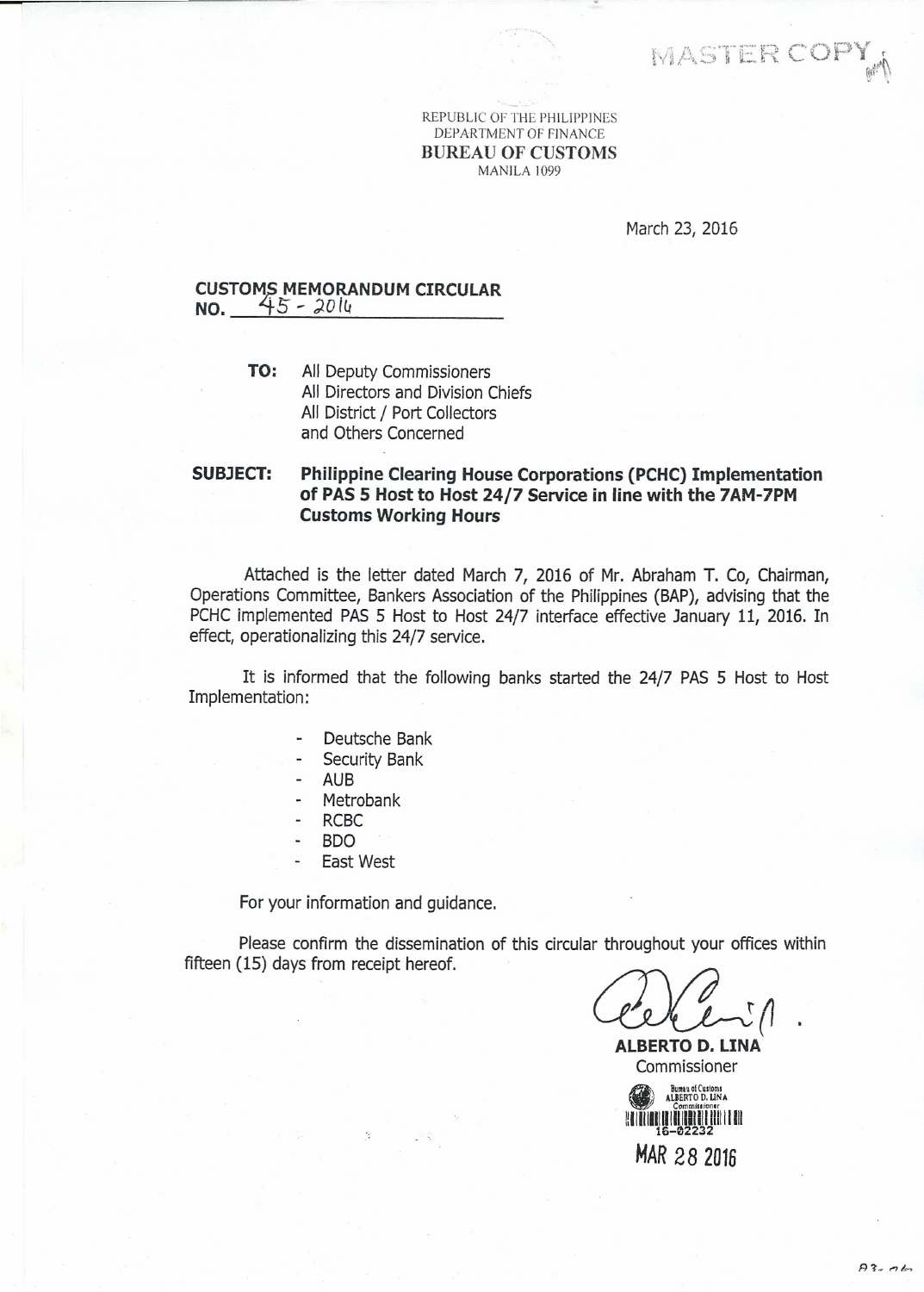MASTER COPY

REPUBLIC OF THE PHILIPPINES
DEPARTMENT OF FINANCE
**BUREAU OF CUSTOMS**
MANILA 1099

March 23, 2016

**CUSTOMS MEMORANDUM CIRCULAR**
**NO. 45 - 2016**

**TO:** All Deputy Commissioners
All Directors and Division Chiefs
All District / Port Collectors
and Others Concerned

**SUBJECT: Philippine Clearing House Corporations (PCHC) Implementation of PAS 5 Host to Host 24/7 Service in line with the 7AM-7PM Customs Working Hours**

Attached is the letter dated March 7, 2016 of Mr. Abraham T. Co, Chairman, Operations Committee, Bankers Association of the Philippines (BAP), advising that the PCHC implemented PAS 5 Host to Host 24/7 interface effective January 11, 2016. In effect, operationalizing this 24/7 service.

It is informed that the following banks started the 24/7 PAS 5 Host to Host Implementation:

- Deutsche Bank
- Security Bank
- AUB
- Metrobank
- RCBC
- BDO
- East West

For your information and guidance.

Please confirm the dissemination of this circular throughout your offices within fifteen (15) days from receipt hereof.

**ALBERTO D. LINA**
Commissioner

Bureau of Customs
ALBERTO D. LINA
Commissioner
16-02232
MAR 28 2016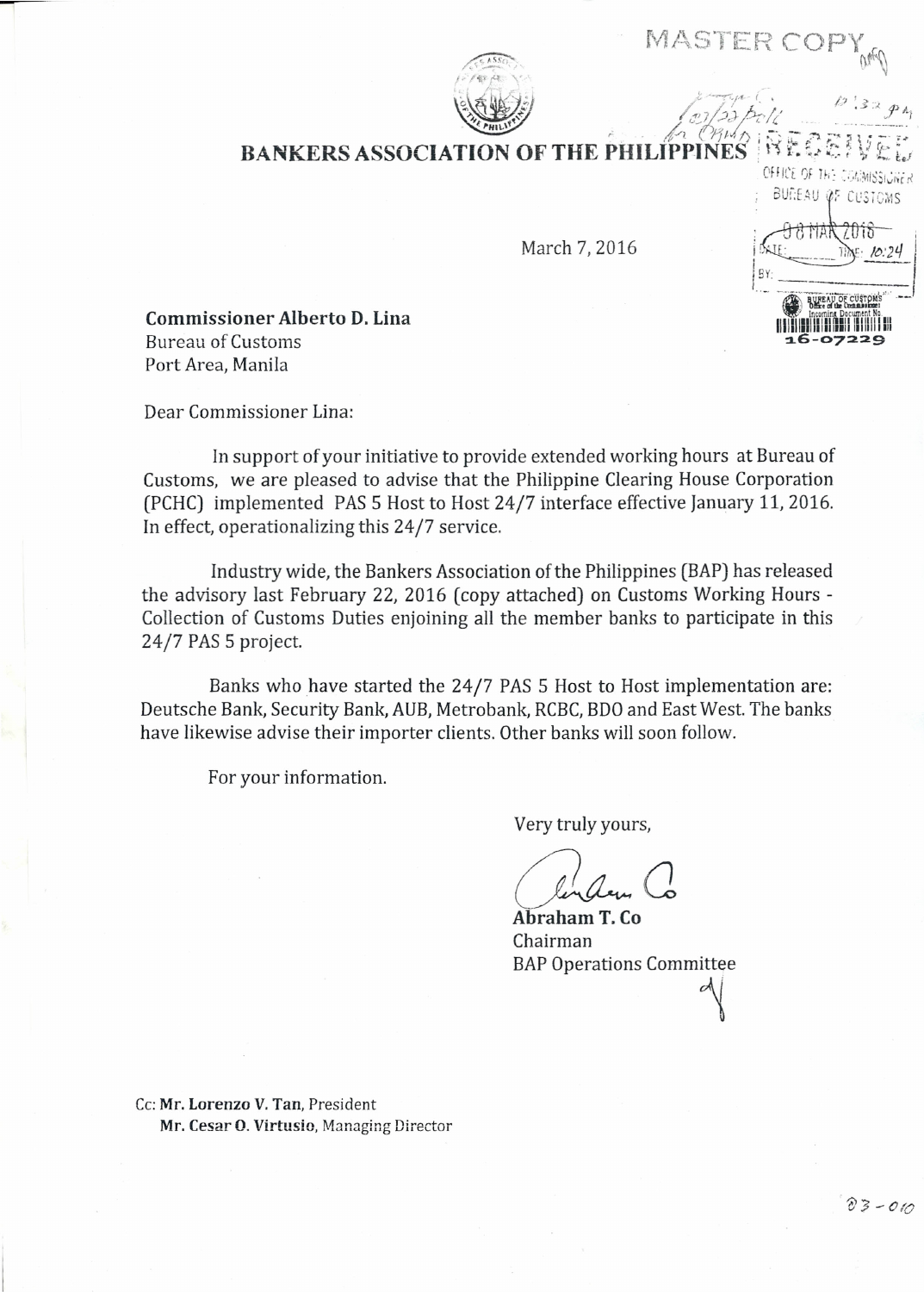MASTER COPY

# BANKERS ASSOCIATION OF THE PHILIPPINES

RECEIVED
OFFICE OF THE COMMISSIONER
BUREAU OF CUSTOMS
DATE: 08 MAR 2016 TIME: 10:24
BY:

BUREAU OF CUSTOMS
Office of the Commissioner
Incoming Document No.
16-07229

March 7, 2016

**Commissioner Alberto D. Lina**
Bureau of Customs
Port Area, Manila

Dear Commissioner Lina:

In support of your initiative to provide extended working hours at Bureau of Customs, we are pleased to advise that the Philippine Clearing House Corporation (PCHC) implemented PAS 5 Host to Host 24/7 interface effective January 11, 2016. In effect, operationalizing this 24/7 service.

Industry wide, the Bankers Association of the Philippines (BAP) has released the advisory last February 22, 2016 (copy attached) on Customs Working Hours - Collection of Customs Duties enjoining all the member banks to participate in this 24/7 PAS 5 project.

Banks who have started the 24/7 PAS 5 Host to Host implementation are: Deutsche Bank, Security Bank, AUB, Metrobank, RCBC, BDO and East West. The banks have likewise advise their importer clients. Other banks will soon follow.

For your information.

Very truly yours,

**Abraham T. Co**
Chairman
BAP Operations Committee

Cc: **Mr. Lorenzo V. Tan**, President
**Mr. Cesar O. Virtusio**, Managing Director

03-010